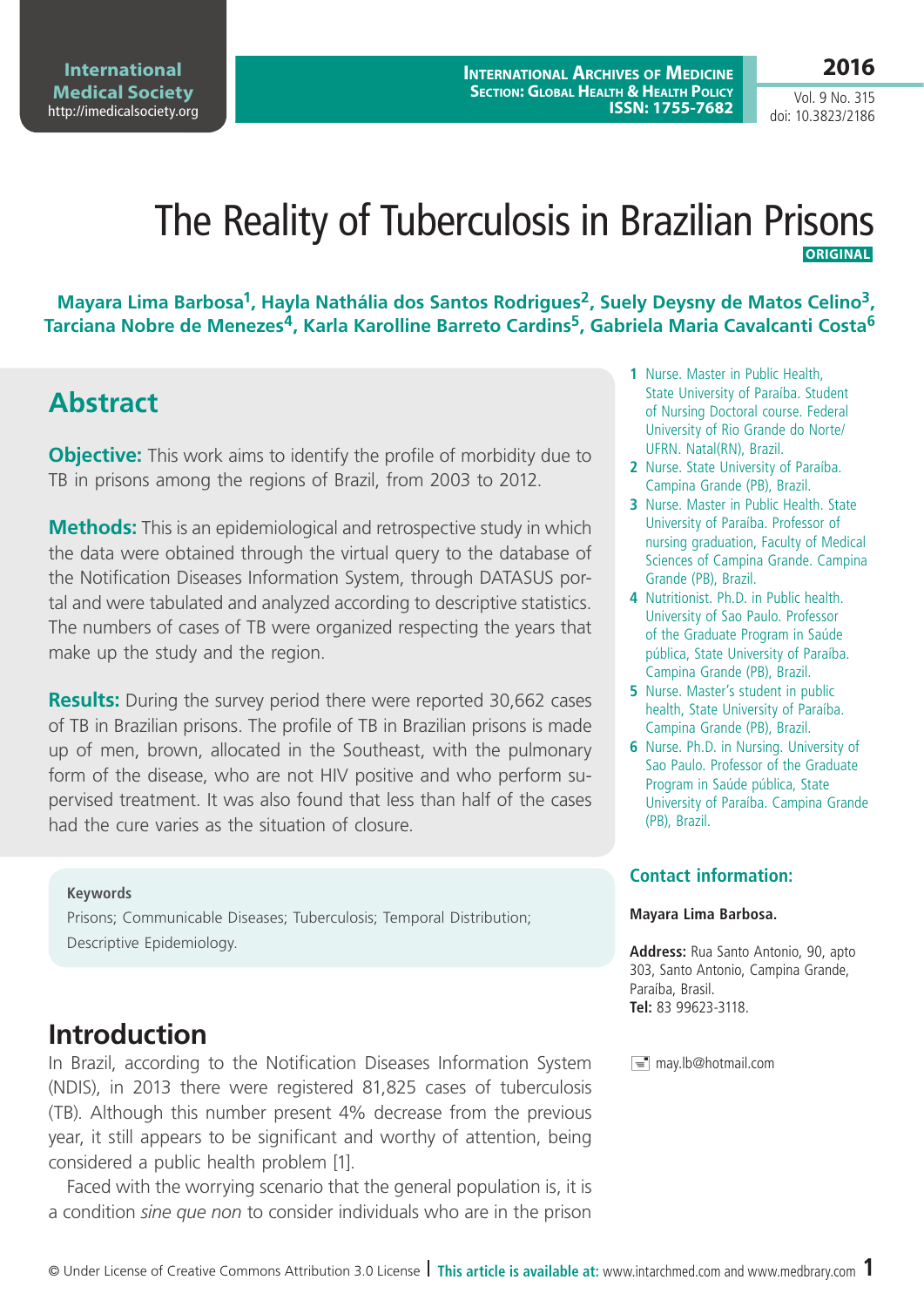# The Reality of Tuberculosis in Brazilian Prisons

**ORIGINAL**

**Mayara Lima Barbosa[1], Hayla Nathália dos Santos Rodrigues[2], Suely Deysny de Matos Celino[3], Tarciana Nobre de Menezes[4], Karla Karolline Barreto Cardins[5], Gabriela Maria Cavalcanti Costa[6]**

1 Nurse. Master in Public Health, State University of Paraíba. Student of Nursing Doctoral course. Federal University of Rio Grande do Norte/ UFRN. Natal(RN), Brazil.

2 Nurse. State University of Paraíba. Campina Grande (PB), Brazil.

3 Nurse. Master in Public Health. State University of Paraíba. Professor of nursing graduation, Faculty of Medical Sciences of Campina Grande. Campina Grande (PB), Brazil.

4 Nutritionist. Ph.D. in Public health. University of Sao Paulo. Professor of the Graduate Program in Saúde pública, State University of Paraíba. Campina Grande (PB), Brazil.

5 Nurse. Master's student in public health, State University of Paraíba. Campina Grande (PB), Brazil.

6 Nurse. Ph.D. in Nursing. University of Sao Paulo. Professor of the Graduate Program in Saúde pública, State University of Paraíba. Campina Grande (PB), Brazil.

## Abstract

**Objective:** This work aims to identify the profile of morbidity due to TB in prisons among the regions of Brazil, from 2003 to 2012.

**Methods:** This is an epidemiological and retrospective study in which the data were obtained through the virtual query to the database of the Notification Diseases Information System, through DATASUS portal and were tabulated and analyzed according to descriptive statistics. The numbers of cases of TB were organized respecting the years that make up the study and the region.

**Results:** During the survey period there were reported 30,662 cases of TB in Brazilian prisons. The profile of TB in Brazilian prisons is made up of men, brown, allocated in the Southeast, with the pulmonary form of the disease, who are not HIV positive and who perform supervised treatment. It was also found that less than half of the cases had the cure varies as the situation of closure.

**Keywords**

Prisons; Communicable Diseases; Tuberculosis; Temporal Distribution; Descriptive Epidemiology.

### Contact information:

**Mayara Lima Barbosa.**

**Address:** Rua Santo Antonio, 90, apto 303, Santo Antonio, Campina Grande, Paraíba, Brasil.
**Tel:** 83 99623-3118.

may.lb@hotmail.com

## Introduction

In Brazil, according to the Notification Diseases Information System (NDIS), in 2013 there were registered 81,825 cases of tuberculosis (TB). Although this number present 4% decrease from the previous year, it still appears to be significant and worthy of attention, being considered a public health problem [1].

Faced with the worrying scenario that the general population is, it is a condition *sine que non* to consider individuals who are in the prison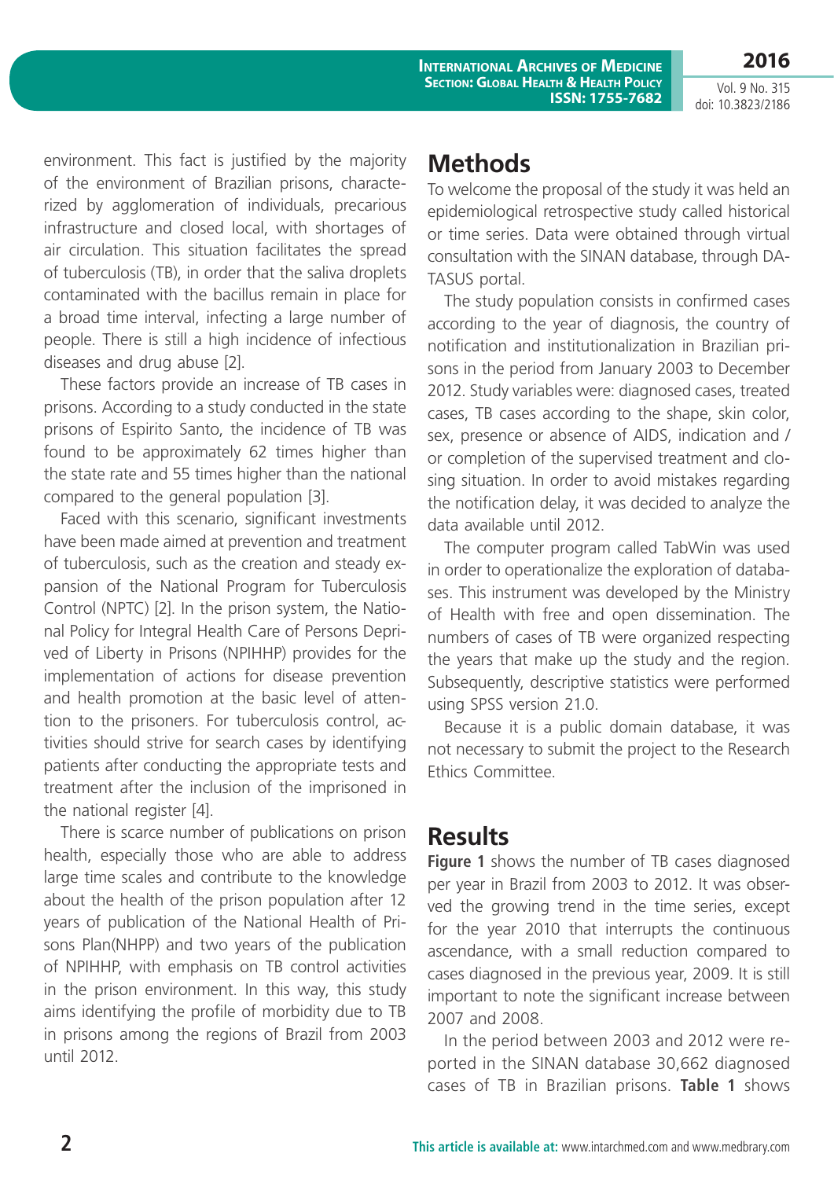environment. This fact is justified by the majority of the environment of Brazilian prisons, characterized by agglomeration of individuals, precarious infrastructure and closed local, with shortages of air circulation. This situation facilitates the spread of tuberculosis (TB), in order that the saliva droplets contaminated with the bacillus remain in place for a broad time interval, infecting a large number of people. There is still a high incidence of infectious diseases and drug abuse [2].

These factors provide an increase of TB cases in prisons. According to a study conducted in the state prisons of Espirito Santo, the incidence of TB was found to be approximately 62 times higher than the state rate and 55 times higher than the national compared to the general population [3].

Faced with this scenario, significant investments have been made aimed at prevention and treatment of tuberculosis, such as the creation and steady expansion of the National Program for Tuberculosis Control (NPTC) [2]. In the prison system, the National Policy for Integral Health Care of Persons Deprived of Liberty in Prisons (NPIHHP) provides for the implementation of actions for disease prevention and health promotion at the basic level of attention to the prisoners. For tuberculosis control, activities should strive for search cases by identifying patients after conducting the appropriate tests and treatment after the inclusion of the imprisoned in the national register [4].

There is scarce number of publications on prison health, especially those who are able to address large time scales and contribute to the knowledge about the health of the prison population after 12 years of publication of the National Health of Prisons Plan(NHPP) and two years of the publication of NPIHHP, with emphasis on TB control activities in the prison environment. In this way, this study aims identifying the profile of morbidity due to TB in prisons among the regions of Brazil from 2003 until 2012.

## Methods

To welcome the proposal of the study it was held an epidemiological retrospective study called historical or time series. Data were obtained through virtual consultation with the SINAN database, through DATASUS portal.

The study population consists in confirmed cases according to the year of diagnosis, the country of notification and institutionalization in Brazilian prisons in the period from January 2003 to December 2012. Study variables were: diagnosed cases, treated cases, TB cases according to the shape, skin color, sex, presence or absence of AIDS, indication and / or completion of the supervised treatment and closing situation. In order to avoid mistakes regarding the notification delay, it was decided to analyze the data available until 2012.

The computer program called TabWin was used in order to operationalize the exploration of databases. This instrument was developed by the Ministry of Health with free and open dissemination. The numbers of cases of TB were organized respecting the years that make up the study and the region. Subsequently, descriptive statistics were performed using SPSS version 21.0.

Because it is a public domain database, it was not necessary to submit the project to the Research Ethics Committee.

## Results

**Figure 1** shows the number of TB cases diagnosed per year in Brazil from 2003 to 2012. It was observed the growing trend in the time series, except for the year 2010 that interrupts the continuous ascendance, with a small reduction compared to cases diagnosed in the previous year, 2009. It is still important to note the significant increase between 2007 and 2008.

In the period between 2003 and 2012 were reported in the SINAN database 30,662 diagnosed cases of TB in Brazilian prisons. **Table 1** shows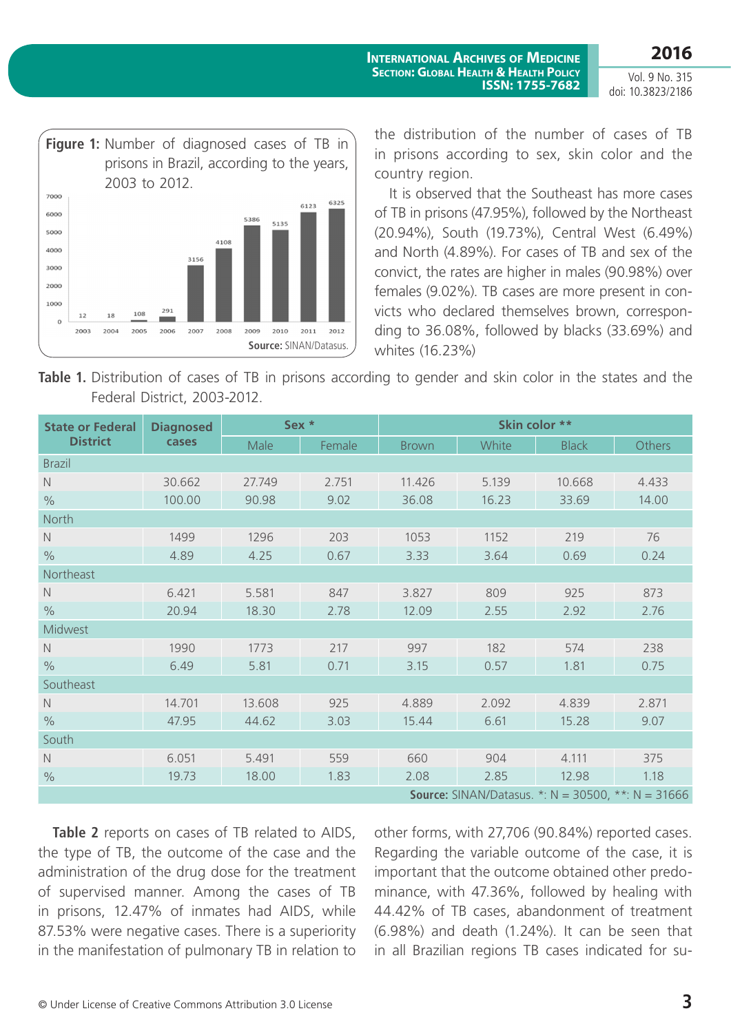**Figure 1:** Number of diagnosed cases of TB in prisons in Brazil, according to the years, 2003 to 2012.

| Year | Cases |
|---|---|
| 2003 | 12 |
| 2004 | 18 |
| 2005 | 108 |
| 2006 | 291 |
| 2007 | 3156 |
| 2008 | 4108 |
| 2009 | 5386 |
| 2010 | 5135 |
| 2011 | 6123 |
| 2012 | 6325 |

**Source:** SINAN/Datasus.

the distribution of the number of cases of TB in prisons according to sex, skin color and the country region.

It is observed that the Southeast has more cases of TB in prisons (47.95%), followed by the Northeast (20.94%), South (19.73%), Central West (6.49%) and North (4.89%). For cases of TB and sex of the convict, the rates are higher in males (90.98%) over females (9.02%). TB cases are more present in convicts who declared themselves brown, corresponding to 36.08%, followed by blacks (33.69%) and whites (16.23%)

**Table 1.** Distribution of cases of TB in prisons according to gender and skin color in the states and the Federal District, 2003-2012.

| State or Federal District | Diagnosed cases | Sex * | | Skin color ** | | | |
|---|---|---|---|---|---|---|---|
| | | Male | Female | Brown | White | Black | Others |
| Brazil | | | | | | | |
| N | 30.662 | 27.749 | 2.751 | 11.426 | 5.139 | 10.668 | 4.433 |
| % | 100.00 | 90.98 | 9.02 | 36.08 | 16.23 | 33.69 | 14.00 |
| North | | | | | | | |
| N | 1499 | 1296 | 203 | 1053 | 1152 | 219 | 76 |
| % | 4.89 | 4.25 | 0.67 | 3.33 | 3.64 | 0.69 | 0.24 |
| Northeast | | | | | | | |
| N | 6.421 | 5.581 | 847 | 3.827 | 809 | 925 | 873 |
| % | 20.94 | 18.30 | 2.78 | 12.09 | 2.55 | 2.92 | 2.76 |
| Midwest | | | | | | | |
| N | 1990 | 1773 | 217 | 997 | 182 | 574 | 238 |
| % | 6.49 | 5.81 | 0.71 | 3.15 | 0.57 | 1.81 | 0.75 |
| Southeast | | | | | | | |
| N | 14.701 | 13.608 | 925 | 4.889 | 2.092 | 4.839 | 2.871 |
| % | 47.95 | 44.62 | 3.03 | 15.44 | 6.61 | 15.28 | 9.07 |
| South | | | | | | | |
| N | 6.051 | 5.491 | 559 | 660 | 904 | 4.111 | 375 |
| % | 19.73 | 18.00 | 1.83 | 2.08 | 2.85 | 12.98 | 1.18 |

**Source:** SINAN/Datasus. *: N = 30500, **: N = 31666

**Table 2** reports on cases of TB related to AIDS, the type of TB, the outcome of the case and the administration of the drug dose for the treatment of supervised manner. Among the cases of TB in prisons, 12.47% of inmates had AIDS, while 87.53% were negative cases. There is a superiority in the manifestation of pulmonary TB in relation to other forms, with 27,706 (90.84%) reported cases. Regarding the variable outcome of the case, it is important that the outcome obtained other predominance, with 47.36%, followed by healing with 44.42% of TB cases, abandonment of treatment (6.98%) and death (1.24%). It can be seen that in all Brazilian regions TB cases indicated for su-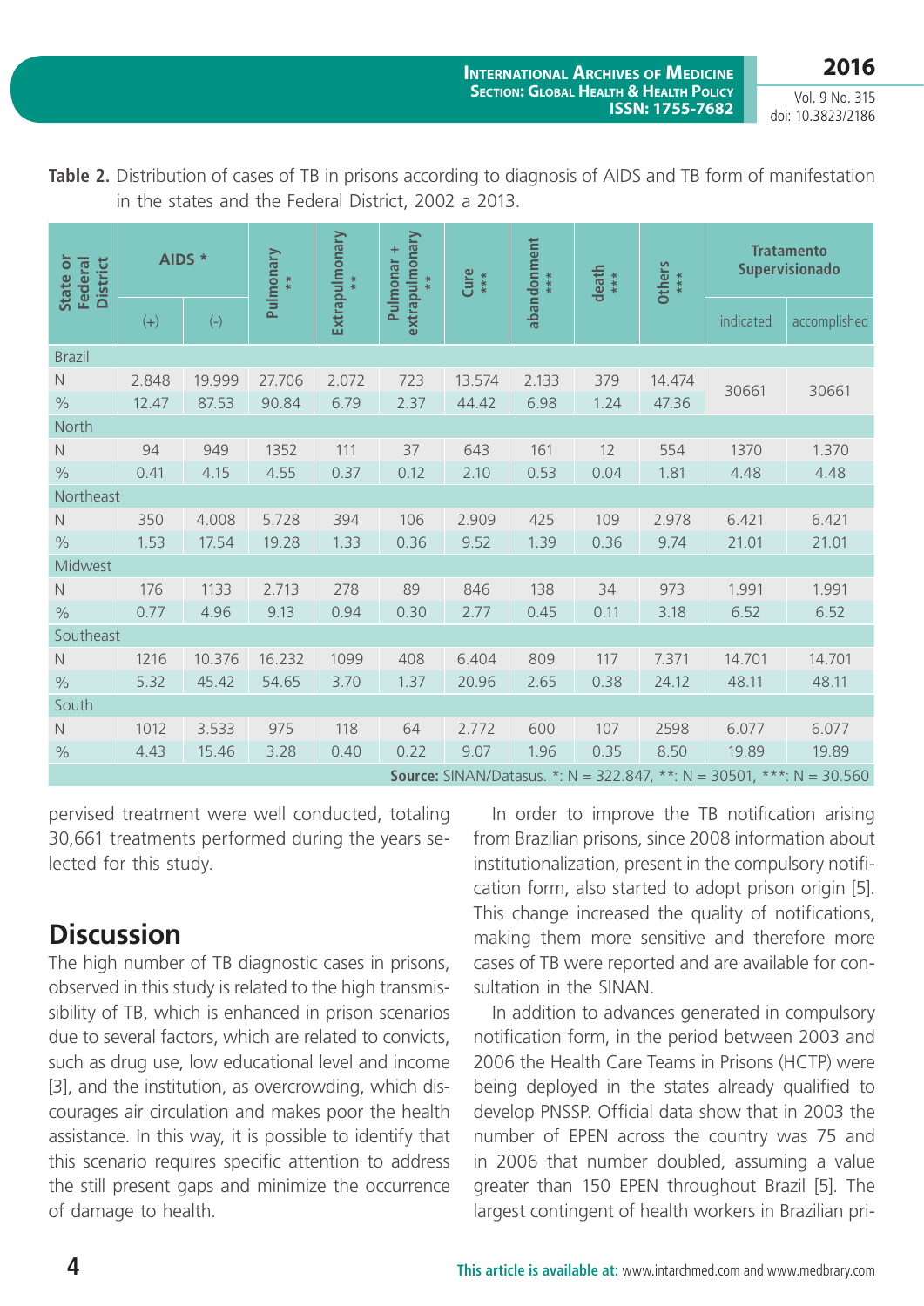**Table 2.** Distribution of cases of TB in prisons according to diagnosis of AIDS and TB form of manifestation in the states and the Federal District, 2002 a 2013.

| State or Federal District | AIDS * | | Pulmonary ** | Extrapulmonary ** | Pulmonar + extrapulmonary ** | Cure *** | abandonment *** | death *** | Others *** | Tratamento Supervisionado | |
|---|---|---|---|---|---|---|---|---|---|---|---|
| | (+) | (-) | | | | | | | | indicated | accomplished |
| Brazil | | | | | | | | | | | |
| N | 2.848 | 19.999 | 27.706 | 2.072 | 723 | 13.574 | 2.133 | 379 | 14.474 | 30661 | 30661 |
| % | 12.47 | 87.53 | 90.84 | 6.79 | 2.37 | 44.42 | 6.98 | 1.24 | 47.36 | | |
| North | | | | | | | | | | | |
| N | 94 | 949 | 1352 | 111 | 37 | 643 | 161 | 12 | 554 | 1370 | 1.370 |
| % | 0.41 | 4.15 | 4.55 | 0.37 | 0.12 | 2.10 | 0.53 | 0.04 | 1.81 | 4.48 | 4.48 |
| Northeast | | | | | | | | | | | |
| N | 350 | 4.008 | 5.728 | 394 | 106 | 2.909 | 425 | 109 | 2.978 | 6.421 | 6.421 |
| % | 1.53 | 17.54 | 19.28 | 1.33 | 0.36 | 9.52 | 1.39 | 0.36 | 9.74 | 21.01 | 21.01 |
| Midwest | | | | | | | | | | | |
| N | 176 | 1133 | 2.713 | 278 | 89 | 846 | 138 | 34 | 973 | 1.991 | 1.991 |
| % | 0.77 | 4.96 | 9.13 | 0.94 | 0.30 | 2.77 | 0.45 | 0.11 | 3.18 | 6.52 | 6.52 |
| Southeast | | | | | | | | | | | |
| N | 1216 | 10.376 | 16.232 | 1099 | 408 | 6.404 | 809 | 117 | 7.371 | 14.701 | 14.701 |
| % | 5.32 | 45.42 | 54.65 | 3.70 | 1.37 | 20.96 | 2.65 | 0.38 | 24.12 | 48.11 | 48.11 |
| South | | | | | | | | | | | |
| N | 1012 | 3.533 | 975 | 118 | 64 | 2.772 | 600 | 107 | 2598 | 6.077 | 6.077 |
| % | 4.43 | 15.46 | 3.28 | 0.40 | 0.22 | 9.07 | 1.96 | 0.35 | 8.50 | 19.89 | 19.89 |

**Source:** SINAN/Datasus. *: N = 322.847, **: N = 30501, ***: N = 30.560

pervised treatment were well conducted, totaling 30,661 treatments performed during the years selected for this study.

## Discussion

The high number of TB diagnostic cases in prisons, observed in this study is related to the high transmissibility of TB, which is enhanced in prison scenarios due to several factors, which are related to convicts, such as drug use, low educational level and income [3], and the institution, as overcrowding, which discourages air circulation and makes poor the health assistance. In this way, it is possible to identify that this scenario requires specific attention to address the still present gaps and minimize the occurrence of damage to health.

In order to improve the TB notification arising from Brazilian prisons, since 2008 information about institutionalization, present in the compulsory notification form, also started to adopt prison origin [5]. This change increased the quality of notifications, making them more sensitive and therefore more cases of TB were reported and are available for consultation in the SINAN.

In addition to advances generated in compulsory notification form, in the period between 2003 and 2006 the Health Care Teams in Prisons (HCTP) were being deployed in the states already qualified to develop PNSSP. Official data show that in 2003 the number of EPEN across the country was 75 and in 2006 that number doubled, assuming a value greater than 150 EPEN throughout Brazil [5]. The largest contingent of health workers in Brazilian pri-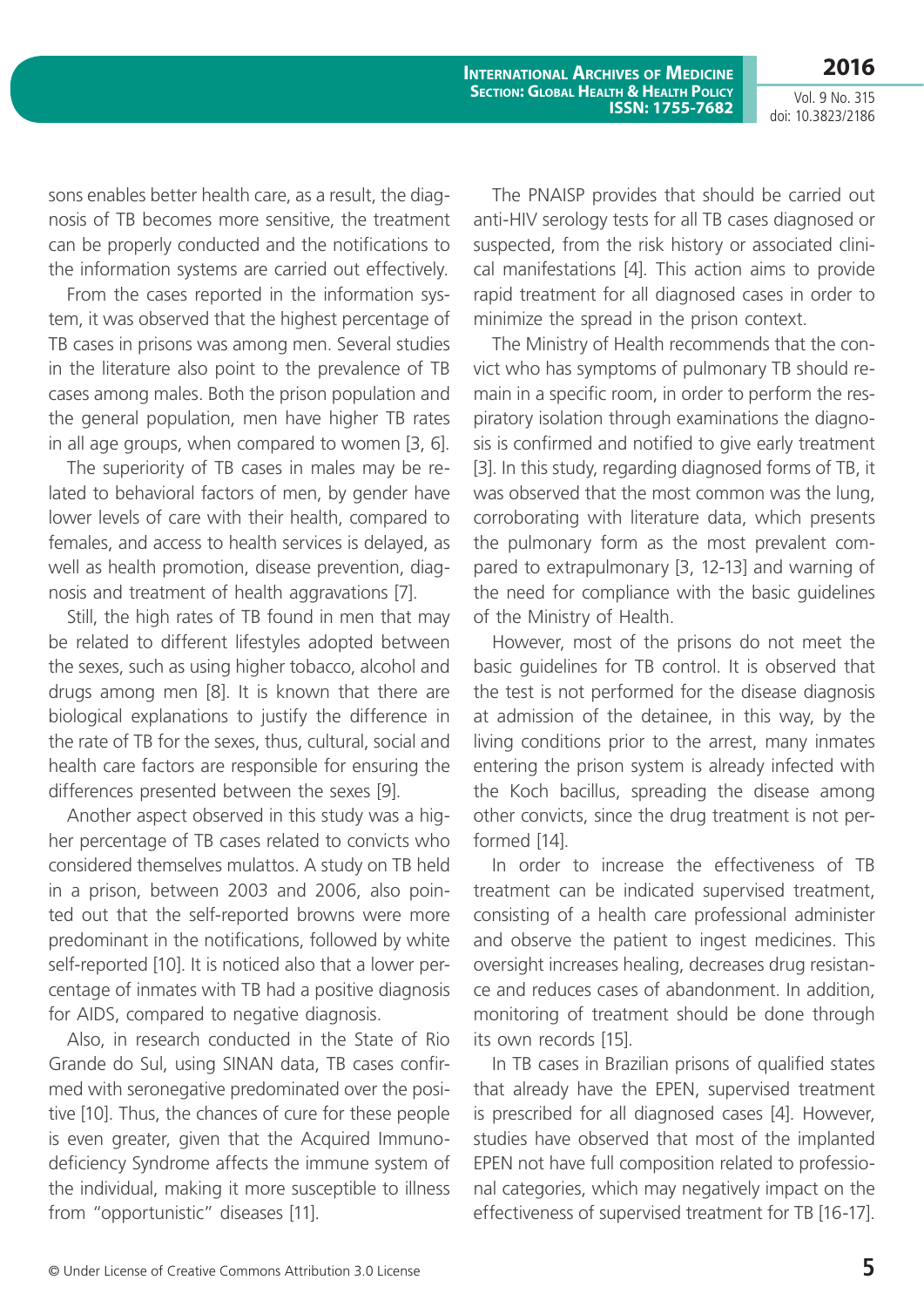sons enables better health care, as a result, the diagnosis of TB becomes more sensitive, the treatment can be properly conducted and the notifications to the information systems are carried out effectively.

From the cases reported in the information system, it was observed that the highest percentage of TB cases in prisons was among men. Several studies in the literature also point to the prevalence of TB cases among males. Both the prison population and the general population, men have higher TB rates in all age groups, when compared to women [3, 6].

The superiority of TB cases in males may be related to behavioral factors of men, by gender have lower levels of care with their health, compared to females, and access to health services is delayed, as well as health promotion, disease prevention, diagnosis and treatment of health aggravations [7].

Still, the high rates of TB found in men that may be related to different lifestyles adopted between the sexes, such as using higher tobacco, alcohol and drugs among men [8]. It is known that there are biological explanations to justify the difference in the rate of TB for the sexes, thus, cultural, social and health care factors are responsible for ensuring the differences presented between the sexes [9].

Another aspect observed in this study was a higher percentage of TB cases related to convicts who considered themselves mulattos. A study on TB held in a prison, between 2003 and 2006, also pointed out that the self-reported browns were more predominant in the notifications, followed by white self-reported [10]. It is noticed also that a lower percentage of inmates with TB had a positive diagnosis for AIDS, compared to negative diagnosis.

Also, in research conducted in the State of Rio Grande do Sul, using SINAN data, TB cases confirmed with seronegative predominated over the positive [10]. Thus, the chances of cure for these people is even greater, given that the Acquired Immunodeficiency Syndrome affects the immune system of the individual, making it more susceptible to illness from "opportunistic" diseases [11].

The PNAISP provides that should be carried out anti-HIV serology tests for all TB cases diagnosed or suspected, from the risk history or associated clinical manifestations [4]. This action aims to provide rapid treatment for all diagnosed cases in order to minimize the spread in the prison context.

The Ministry of Health recommends that the convict who has symptoms of pulmonary TB should remain in a specific room, in order to perform the respiratory isolation through examinations the diagnosis is confirmed and notified to give early treatment [3]. In this study, regarding diagnosed forms of TB, it was observed that the most common was the lung, corroborating with literature data, which presents the pulmonary form as the most prevalent compared to extrapulmonary [3, 12-13] and warning of the need for compliance with the basic guidelines of the Ministry of Health.

However, most of the prisons do not meet the basic guidelines for TB control. It is observed that the test is not performed for the disease diagnosis at admission of the detainee, in this way, by the living conditions prior to the arrest, many inmates entering the prison system is already infected with the Koch bacillus, spreading the disease among other convicts, since the drug treatment is not performed [14].

In order to increase the effectiveness of TB treatment can be indicated supervised treatment, consisting of a health care professional administer and observe the patient to ingest medicines. This oversight increases healing, decreases drug resistance and reduces cases of abandonment. In addition, monitoring of treatment should be done through its own records [15].

In TB cases in Brazilian prisons of qualified states that already have the EPEN, supervised treatment is prescribed for all diagnosed cases [4]. However, studies have observed that most of the implanted EPEN not have full composition related to professional categories, which may negatively impact on the effectiveness of supervised treatment for TB [16-17].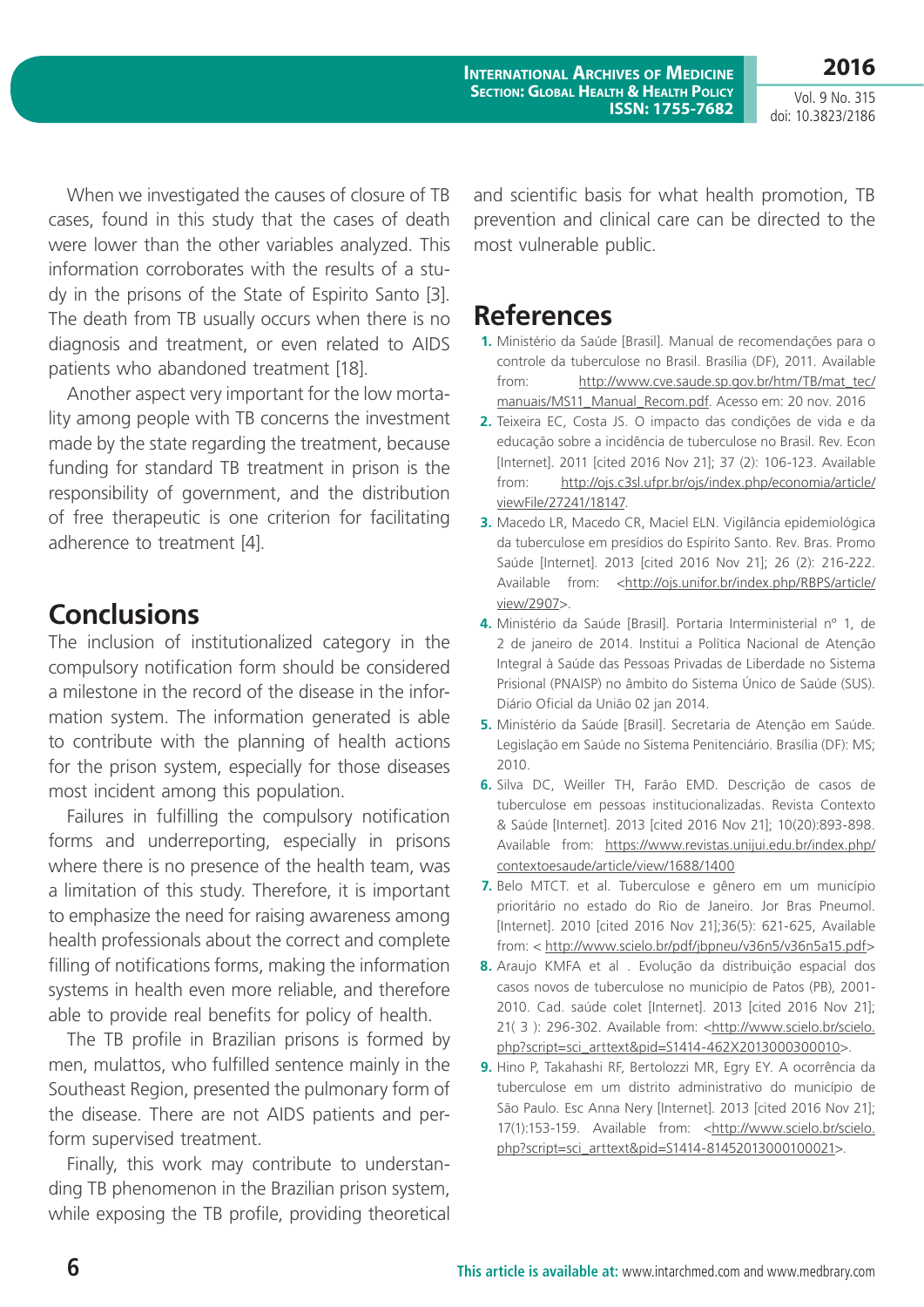When we investigated the causes of closure of TB cases, found in this study that the cases of death were lower than the other variables analyzed. This information corroborates with the results of a study in the prisons of the State of Espirito Santo [3]. The death from TB usually occurs when there is no diagnosis and treatment, or even related to AIDS patients who abandoned treatment [18].

Another aspect very important for the low mortality among people with TB concerns the investment made by the state regarding the treatment, because funding for standard TB treatment in prison is the responsibility of government, and the distribution of free therapeutic is one criterion for facilitating adherence to treatment [4].

## Conclusions

The inclusion of institutionalized category in the compulsory notification form should be considered a milestone in the record of the disease in the information system. The information generated is able to contribute with the planning of health actions for the prison system, especially for those diseases most incident among this population.

Failures in fulfilling the compulsory notification forms and underreporting, especially in prisons where there is no presence of the health team, was a limitation of this study. Therefore, it is important to emphasize the need for raising awareness among health professionals about the correct and complete filling of notifications forms, making the information systems in health even more reliable, and therefore able to provide real benefits for policy of health.

The TB profile in Brazilian prisons is formed by men, mulattos, who fulfilled sentence mainly in the Southeast Region, presented the pulmonary form of the disease. There are not AIDS patients and perform supervised treatment.

Finally, this work may contribute to understanding TB phenomenon in the Brazilian prison system, while exposing the TB profile, providing theoretical and scientific basis for what health promotion, TB prevention and clinical care can be directed to the most vulnerable public.

## References

1. Ministério da Saúde [Brasil]. Manual de recomendações para o controle da tuberculose no Brasil. Brasília (DF), 2011. Available from: http://www.cve.saude.sp.gov.br/htm/TB/mat_tec/manuais/MS11_Manual_Recom.pdf. Acesso em: 20 nov. 2016
2. Teixeira EC, Costa JS. O impacto das condições de vida e da educação sobre a incidência de tuberculose no Brasil. Rev. Econ [Internet]. 2011 [cited 2016 Nov 21]; 37 (2): 106-123. Available from: http://ojs.c3sl.ufpr.br/ojs/index.php/economia/article/viewFile/27241/18147.
3. Macedo LR, Macedo CR, Maciel ELN. Vigilância epidemiológica da tuberculose em presídios do Espírito Santo. Rev. Bras. Promo Saúde [Internet]. 2013 [cited 2016 Nov 21]; 26 (2): 216-222. Available from: <http://ojs.unifor.br/index.php/RBPS/article/view/2907>.
4. Ministério da Saúde [Brasil]. Portaria Interministerial nº 1, de 2 de janeiro de 2014. Institui a Política Nacional de Atenção Integral à Saúde das Pessoas Privadas de Liberdade no Sistema Prisional (PNAISP) no âmbito do Sistema Único de Saúde (SUS). Diário Oficial da União 02 jan 2014.
5. Ministério da Saúde [Brasil]. Secretaria de Atenção em Saúde. Legislação em Saúde no Sistema Penitenciário. Brasília (DF): MS; 2010.
6. Silva DC, Weiller TH, Farão EMD. Descrição de casos de tuberculose em pessoas institucionalizadas. Revista Contexto & Saúde [Internet]. 2013 [cited 2016 Nov 21]; 10(20):893-898. Available from: https://www.revistas.unijui.edu.br/index.php/contextoesaude/article/view/1688/1400
7. Belo MTCT. et al. Tuberculose e gênero em um município prioritário no estado do Rio de Janeiro. Jor Bras Pneumol. [Internet]. 2010 [cited 2016 Nov 21];36(5): 621-625, Available from: < http://www.scielo.br/pdf/jbpneu/v36n5/v36n5a15.pdf>
8. Araujo KMFA et al . Evolução da distribuição espacial dos casos novos de tuberculose no município de Patos (PB), 2001-2010. Cad. saúde colet [Internet]. 2013 [cited 2016 Nov 21]; 21( 3 ): 296-302. Available from: <http://www.scielo.br/scielo.php?script=sci_arttext&pid=S1414-462X2013000300010>.
9. Hino P, Takahashi RF, Bertolozzi MR, Egry EY. A ocorrência da tuberculose em um distrito administrativo do município de São Paulo. Esc Anna Nery [Internet]. 2013 [cited 2016 Nov 21]; 17(1):153-159. Available from: <http://www.scielo.br/scielo.php?script=sci_arttext&pid=S1414-81452013000100021>.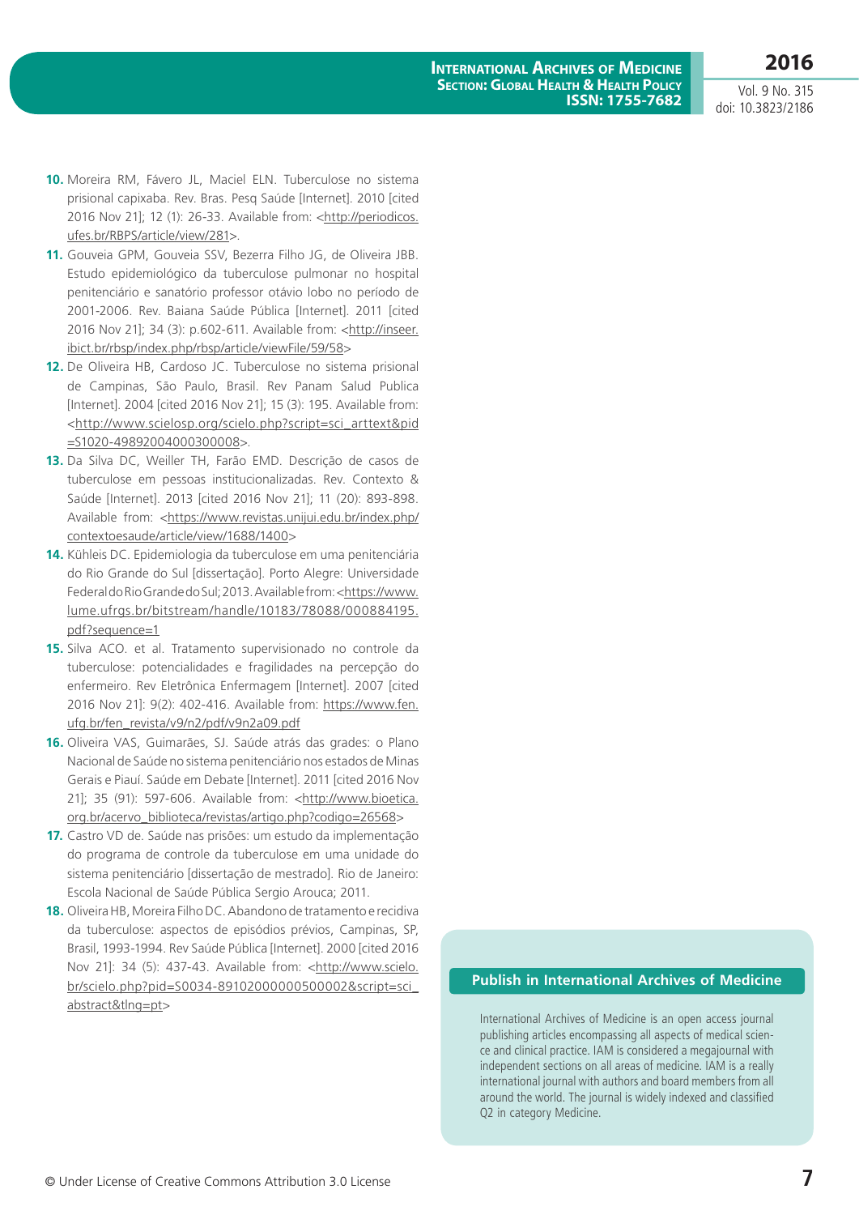10. Moreira RM, Fávero JL, Maciel ELN. Tuberculose no sistema prisional capixaba. Rev. Bras. Pesq Saúde [Internet]. 2010 [cited 2016 Nov 21]; 12 (1): 26-33. Available from: <http://periodicos.ufes.br/RBPS/article/view/281>.
11. Gouveia GPM, Gouveia SSV, Bezerra Filho JG, de Oliveira JBB. Estudo epidemiológico da tuberculose pulmonar no hospital penitenciário e sanatório professor otávio lobo no período de 2001-2006. Rev. Baiana Saúde Pública [Internet]. 2011 [cited 2016 Nov 21]; 34 (3): p.602-611. Available from: <http://inseer.ibict.br/rbsp/index.php/rbsp/article/viewFile/59/58>
12. De Oliveira HB, Cardoso JC. Tuberculose no sistema prisional de Campinas, São Paulo, Brasil. Rev Panam Salud Publica [Internet]. 2004 [cited 2016 Nov 21]; 15 (3): 195. Available from: <http://www.scielosp.org/scielo.php?script=sci_arttext&pid=S1020-49892004000300008>.
13. Da Silva DC, Weiller TH, Farão EMD. Descrição de casos de tuberculose em pessoas institucionalizadas. Rev. Contexto & Saúde [Internet]. 2013 [cited 2016 Nov 21]; 11 (20): 893-898. Available from: <https://www.revistas.unijui.edu.br/index.php/contextoesaude/article/view/1688/1400>
14. Kühleis DC. Epidemiologia da tuberculose em uma penitenciária do Rio Grande do Sul [dissertação]. Porto Alegre: Universidade Federal do Rio Grande do Sul; 2013. Available from: <https://www.lume.ufrgs.br/bitstream/handle/10183/78088/000884195.pdf?sequence=1
15. Silva ACO. et al. Tratamento supervisionado no controle da tuberculose: potencialidades e fragilidades na percepção do enfermeiro. Rev Eletrônica Enfermagem [Internet]. 2007 [cited 2016 Nov 21]: 9(2): 402-416. Available from: https://www.fen.ufg.br/fen_revista/v9/n2/pdf/v9n2a09.pdf
16. Oliveira VAS, Guimarães, SJ. Saúde atrás das grades: o Plano Nacional de Saúde no sistema penitenciário nos estados de Minas Gerais e Piauí. Saúde em Debate [Internet]. 2011 [cited 2016 Nov 21]; 35 (91): 597-606. Available from: <http://www.bioetica.org.br/acervo_biblioteca/revistas/artigo.php?codigo=26568>
17. Castro VD de. Saúde nas prisões: um estudo da implementação do programa de controle da tuberculose em uma unidade do sistema penitenciário [dissertação de mestrado]. Rio de Janeiro: Escola Nacional de Saúde Pública Sergio Arouca; 2011.
18. Oliveira HB, Moreira Filho DC. Abandono de tratamento e recidiva da tuberculose: aspectos de episódios prévios, Campinas, SP, Brasil, 1993-1994. Rev Saúde Pública [Internet]. 2000 [cited 2016 Nov 21]: 34 (5): 437-43. Available from: <http://www.scielo.br/scielo.php?pid=S0034-89102000000500002&script=sci_abstract&tlng=pt>

**Publish in International Archives of Medicine**

International Archives of Medicine is an open access journal publishing articles encompassing all aspects of medical science and clinical practice. IAM is considered a megajournal with independent sections on all areas of medicine. IAM is a really international journal with authors and board members from all around the world. The journal is widely indexed and classified Q2 in category Medicine.